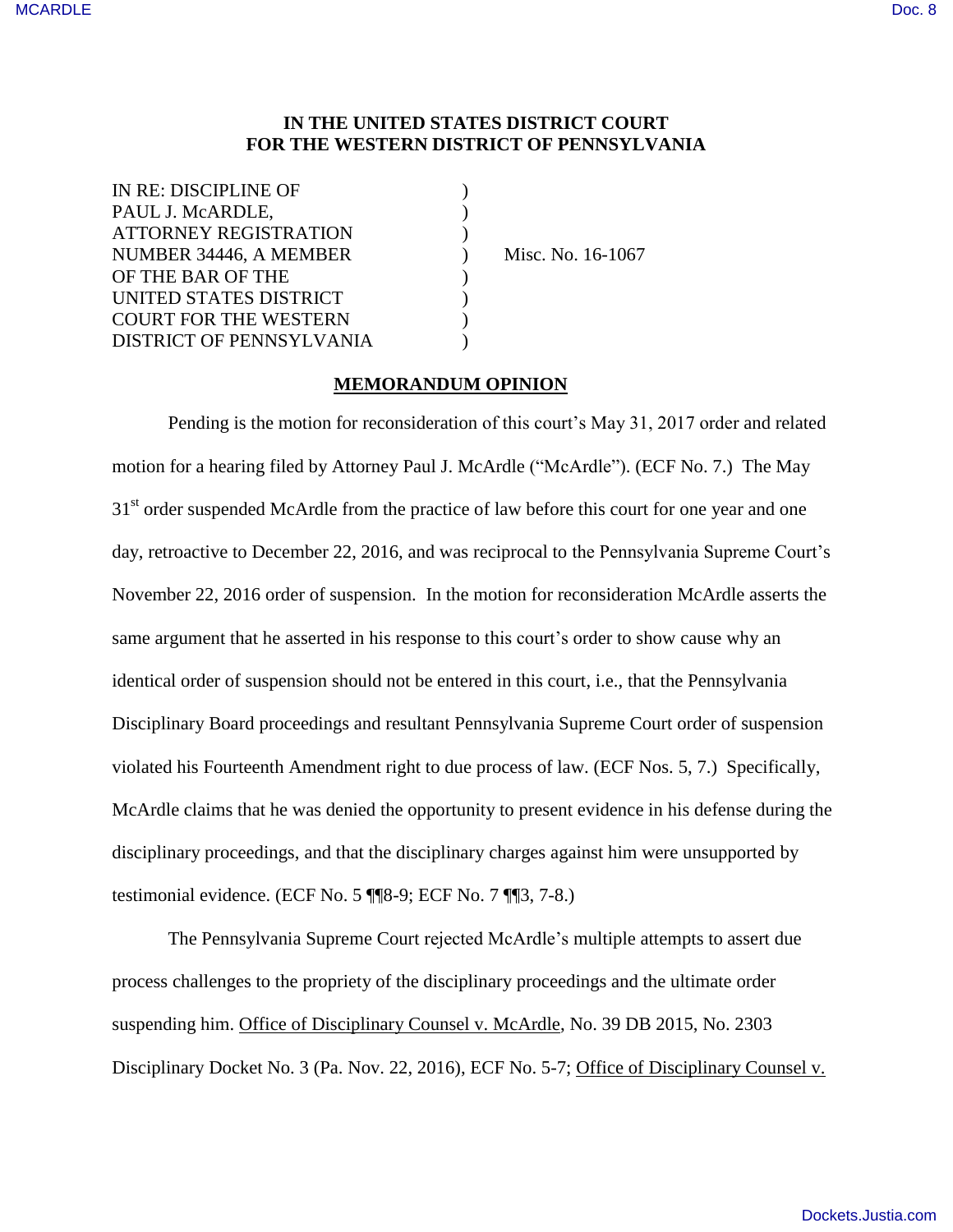**IN THE UNITED STATES DISTRICT COURT**
**FOR THE WESTERN DISTRICT OF PENNSYLVANIA**

| | | |
|---|---|---|
| IN RE: DISCIPLINE OF PAUL J. McARDLE, ATTORNEY REGISTRATION NUMBER 34446, A MEMBER OF THE BAR OF THE UNITED STATES DISTRICT COURT FOR THE WESTERN DISTRICT OF PENNSYLVANIA | ) | Misc. No. 16-1067 |

**MEMORANDUM OPINION**

Pending is the motion for reconsideration of this court's May 31, 2017 order and related motion for a hearing filed by Attorney Paul J. McArdle ("McArdle"). (ECF No. 7.) The May 31st order suspended McArdle from the practice of law before this court for one year and one day, retroactive to December 22, 2016, and was reciprocal to the Pennsylvania Supreme Court's November 22, 2016 order of suspension. In the motion for reconsideration McArdle asserts the same argument that he asserted in his response to this court's order to show cause why an identical order of suspension should not be entered in this court, i.e., that the Pennsylvania Disciplinary Board proceedings and resultant Pennsylvania Supreme Court order of suspension violated his Fourteenth Amendment right to due process of law. (ECF Nos. 5, 7.) Specifically, McArdle claims that he was denied the opportunity to present evidence in his defense during the disciplinary proceedings, and that the disciplinary charges against him were unsupported by testimonial evidence. (ECF No. 5 ¶¶8-9; ECF No. 7 ¶¶3, 7-8.)

The Pennsylvania Supreme Court rejected McArdle's multiple attempts to assert due process challenges to the propriety of the disciplinary proceedings and the ultimate order suspending him. Office of Disciplinary Counsel v. McArdle, No. 39 DB 2015, No. 2303 Disciplinary Docket No. 3 (Pa. Nov. 22, 2016), ECF No. 5-7; Office of Disciplinary Counsel v.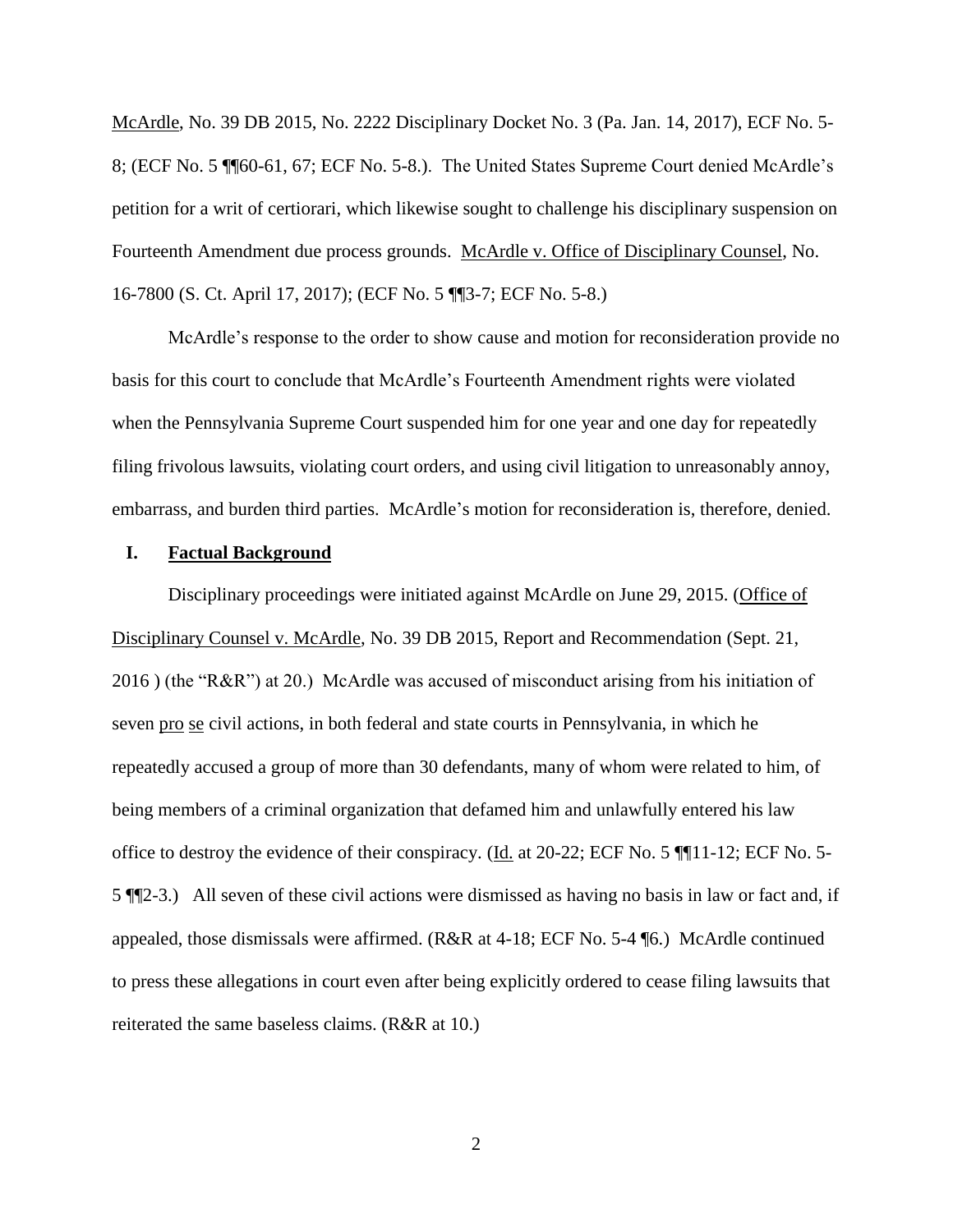McArdle, No. 39 DB 2015, No. 2222 Disciplinary Docket No. 3 (Pa. Jan. 14, 2017), ECF No. 5-8; (ECF No. 5 ¶¶60-61, 67; ECF No. 5-8.). The United States Supreme Court denied McArdle's petition for a writ of certiorari, which likewise sought to challenge his disciplinary suspension on Fourteenth Amendment due process grounds. McArdle v. Office of Disciplinary Counsel, No. 16-7800 (S. Ct. April 17, 2017); (ECF No. 5 ¶¶3-7; ECF No. 5-8.)

McArdle's response to the order to show cause and motion for reconsideration provide no basis for this court to conclude that McArdle's Fourteenth Amendment rights were violated when the Pennsylvania Supreme Court suspended him for one year and one day for repeatedly filing frivolous lawsuits, violating court orders, and using civil litigation to unreasonably annoy, embarrass, and burden third parties. McArdle's motion for reconsideration is, therefore, denied.

## I. Factual Background

Disciplinary proceedings were initiated against McArdle on June 29, 2015. (Office of Disciplinary Counsel v. McArdle, No. 39 DB 2015, Report and Recommendation (Sept. 21, 2016 ) (the "R&R") at 20.) McArdle was accused of misconduct arising from his initiation of seven pro se civil actions, in both federal and state courts in Pennsylvania, in which he repeatedly accused a group of more than 30 defendants, many of whom were related to him, of being members of a criminal organization that defamed him and unlawfully entered his law office to destroy the evidence of their conspiracy. (Id. at 20-22; ECF No. 5 ¶¶11-12; ECF No. 5-5 ¶¶2-3.) All seven of these civil actions were dismissed as having no basis in law or fact and, if appealed, those dismissals were affirmed. (R&R at 4-18; ECF No. 5-4 ¶6.) McArdle continued to press these allegations in court even after being explicitly ordered to cease filing lawsuits that reiterated the same baseless claims. (R&R at 10.)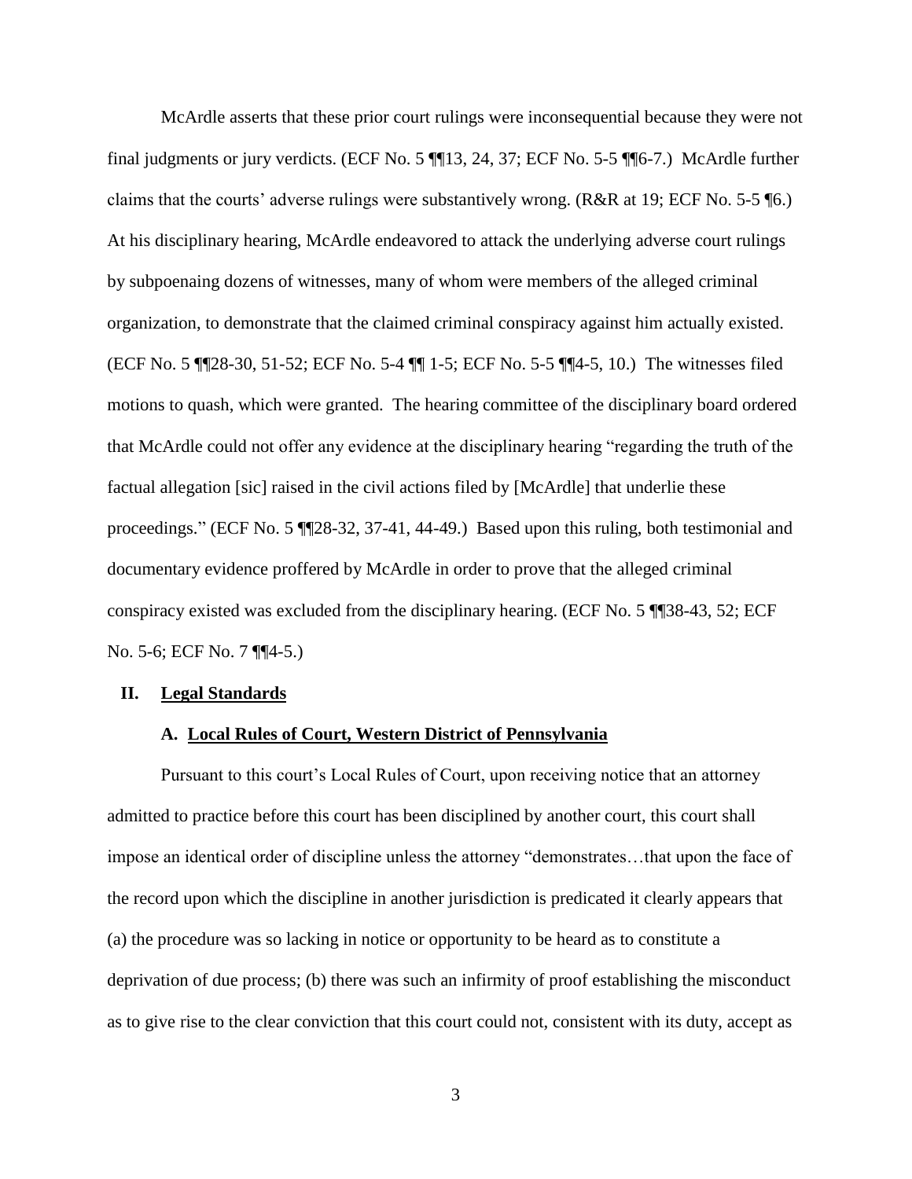McArdle asserts that these prior court rulings were inconsequential because they were not final judgments or jury verdicts. (ECF No. 5 ¶¶13, 24, 37; ECF No. 5-5 ¶¶6-7.) McArdle further claims that the courts' adverse rulings were substantively wrong. (R&R at 19; ECF No. 5-5 ¶6.) At his disciplinary hearing, McArdle endeavored to attack the underlying adverse court rulings by subpoenaing dozens of witnesses, many of whom were members of the alleged criminal organization, to demonstrate that the claimed criminal conspiracy against him actually existed. (ECF No. 5 ¶¶28-30, 51-52; ECF No. 5-4 ¶¶ 1-5; ECF No. 5-5 ¶¶4-5, 10.) The witnesses filed motions to quash, which were granted. The hearing committee of the disciplinary board ordered that McArdle could not offer any evidence at the disciplinary hearing "regarding the truth of the factual allegation [sic] raised in the civil actions filed by [McArdle] that underlie these proceedings." (ECF No. 5 ¶¶28-32, 37-41, 44-49.) Based upon this ruling, both testimonial and documentary evidence proffered by McArdle in order to prove that the alleged criminal conspiracy existed was excluded from the disciplinary hearing. (ECF No. 5 ¶¶38-43, 52; ECF No. 5-6; ECF No. 7 ¶¶4-5.)

## II. Legal Standards

### A. Local Rules of Court, Western District of Pennsylvania

Pursuant to this court's Local Rules of Court, upon receiving notice that an attorney admitted to practice before this court has been disciplined by another court, this court shall impose an identical order of discipline unless the attorney "demonstrates…that upon the face of the record upon which the discipline in another jurisdiction is predicated it clearly appears that (a) the procedure was so lacking in notice or opportunity to be heard as to constitute a deprivation of due process; (b) there was such an infirmity of proof establishing the misconduct as to give rise to the clear conviction that this court could not, consistent with its duty, accept as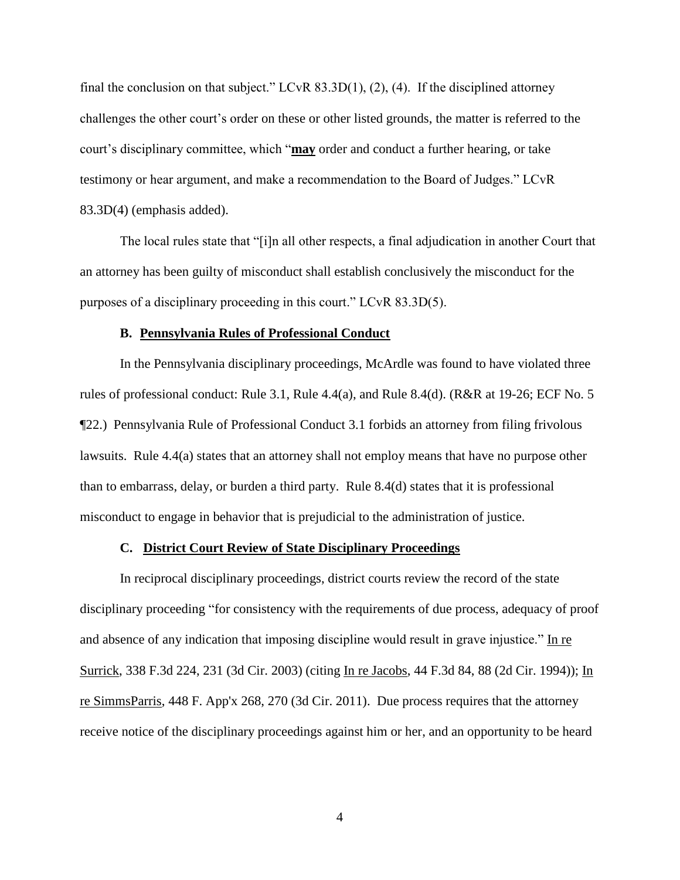final the conclusion on that subject." LCvR 83.3D(1), (2), (4). If the disciplined attorney challenges the other court's order on these or other listed grounds, the matter is referred to the court's disciplinary committee, which "**may** order and conduct a further hearing, or take testimony or hear argument, and make a recommendation to the Board of Judges." LCvR 83.3D(4) (emphasis added).

The local rules state that "[i]n all other respects, a final adjudication in another Court that an attorney has been guilty of misconduct shall establish conclusively the misconduct for the purposes of a disciplinary proceeding in this court." LCvR 83.3D(5).

### B. Pennsylvania Rules of Professional Conduct

In the Pennsylvania disciplinary proceedings, McArdle was found to have violated three rules of professional conduct: Rule 3.1, Rule 4.4(a), and Rule 8.4(d). (R&R at 19-26; ECF No. 5 ¶22.) Pennsylvania Rule of Professional Conduct 3.1 forbids an attorney from filing frivolous lawsuits. Rule 4.4(a) states that an attorney shall not employ means that have no purpose other than to embarrass, delay, or burden a third party. Rule 8.4(d) states that it is professional misconduct to engage in behavior that is prejudicial to the administration of justice.

### C. District Court Review of State Disciplinary Proceedings

In reciprocal disciplinary proceedings, district courts review the record of the state disciplinary proceeding "for consistency with the requirements of due process, adequacy of proof and absence of any indication that imposing discipline would result in grave injustice." In re Surrick, 338 F.3d 224, 231 (3d Cir. 2003) (citing In re Jacobs, 44 F.3d 84, 88 (2d Cir. 1994)); In re SimmsParris, 448 F. App'x 268, 270 (3d Cir. 2011). Due process requires that the attorney receive notice of the disciplinary proceedings against him or her, and an opportunity to be heard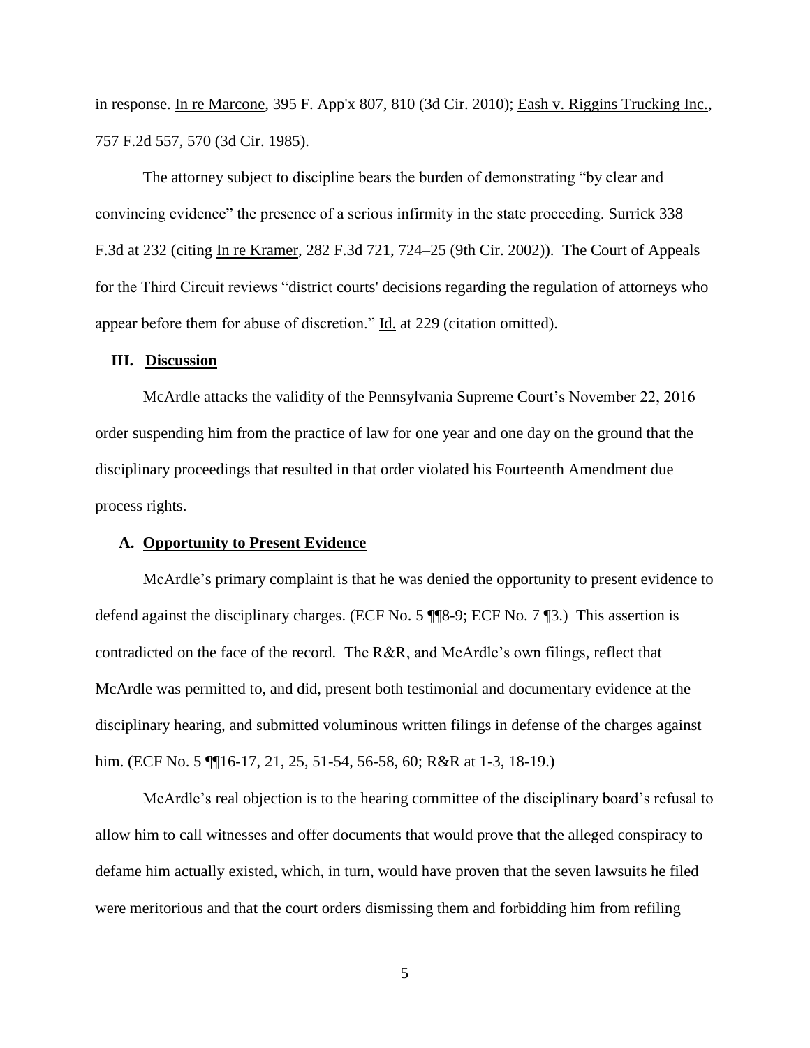in response. In re Marcone, 395 F. App'x 807, 810 (3d Cir. 2010); Eash v. Riggins Trucking Inc., 757 F.2d 557, 570 (3d Cir. 1985).

The attorney subject to discipline bears the burden of demonstrating "by clear and convincing evidence" the presence of a serious infirmity in the state proceeding. Surrick 338 F.3d at 232 (citing In re Kramer, 282 F.3d 721, 724–25 (9th Cir. 2002)). The Court of Appeals for the Third Circuit reviews "district courts' decisions regarding the regulation of attorneys who appear before them for abuse of discretion." Id. at 229 (citation omitted).

## III. Discussion

McArdle attacks the validity of the Pennsylvania Supreme Court's November 22, 2016 order suspending him from the practice of law for one year and one day on the ground that the disciplinary proceedings that resulted in that order violated his Fourteenth Amendment due process rights.

### A. Opportunity to Present Evidence

McArdle's primary complaint is that he was denied the opportunity to present evidence to defend against the disciplinary charges. (ECF No. 5 ¶¶8-9; ECF No. 7 ¶3.) This assertion is contradicted on the face of the record. The R&R, and McArdle's own filings, reflect that McArdle was permitted to, and did, present both testimonial and documentary evidence at the disciplinary hearing, and submitted voluminous written filings in defense of the charges against him. (ECF No. 5 ¶¶16-17, 21, 25, 51-54, 56-58, 60; R&R at 1-3, 18-19.)

McArdle's real objection is to the hearing committee of the disciplinary board's refusal to allow him to call witnesses and offer documents that would prove that the alleged conspiracy to defame him actually existed, which, in turn, would have proven that the seven lawsuits he filed were meritorious and that the court orders dismissing them and forbidding him from refiling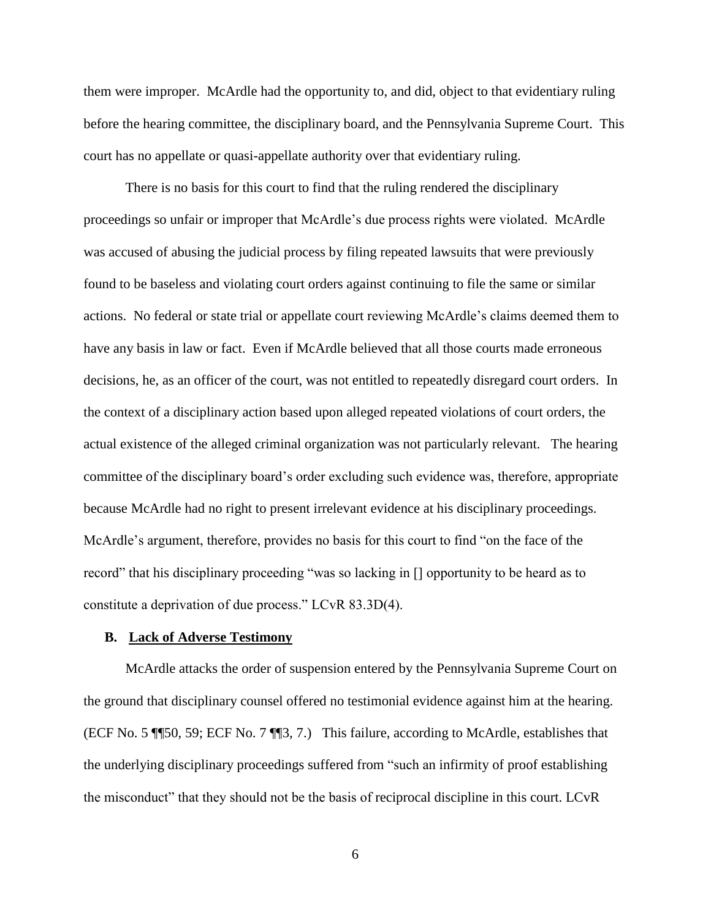them were improper. McArdle had the opportunity to, and did, object to that evidentiary ruling before the hearing committee, the disciplinary board, and the Pennsylvania Supreme Court. This court has no appellate or quasi-appellate authority over that evidentiary ruling.

There is no basis for this court to find that the ruling rendered the disciplinary proceedings so unfair or improper that McArdle's due process rights were violated. McArdle was accused of abusing the judicial process by filing repeated lawsuits that were previously found to be baseless and violating court orders against continuing to file the same or similar actions. No federal or state trial or appellate court reviewing McArdle's claims deemed them to have any basis in law or fact. Even if McArdle believed that all those courts made erroneous decisions, he, as an officer of the court, was not entitled to repeatedly disregard court orders. In the context of a disciplinary action based upon alleged repeated violations of court orders, the actual existence of the alleged criminal organization was not particularly relevant. The hearing committee of the disciplinary board's order excluding such evidence was, therefore, appropriate because McArdle had no right to present irrelevant evidence at his disciplinary proceedings. McArdle's argument, therefore, provides no basis for this court to find "on the face of the record" that his disciplinary proceeding "was so lacking in [] opportunity to be heard as to constitute a deprivation of due process." LCvR 83.3D(4).

### B. Lack of Adverse Testimony

McArdle attacks the order of suspension entered by the Pennsylvania Supreme Court on the ground that disciplinary counsel offered no testimonial evidence against him at the hearing. (ECF No. 5 ¶¶50, 59; ECF No. 7 ¶¶3, 7.) This failure, according to McArdle, establishes that the underlying disciplinary proceedings suffered from "such an infirmity of proof establishing the misconduct" that they should not be the basis of reciprocal discipline in this court. LCvR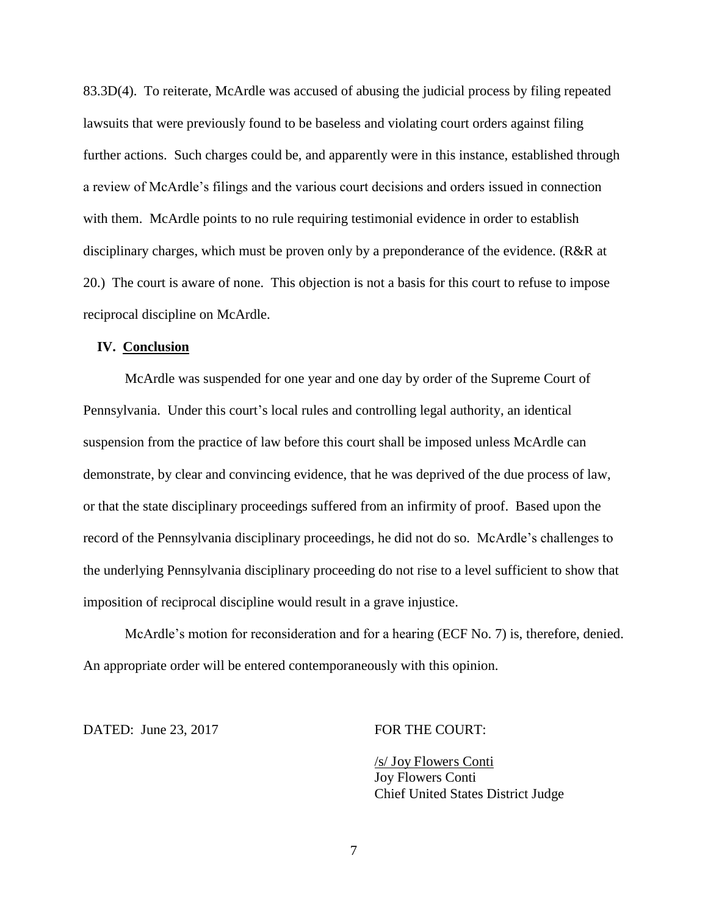83.3D(4). To reiterate, McArdle was accused of abusing the judicial process by filing repeated lawsuits that were previously found to be baseless and violating court orders against filing further actions. Such charges could be, and apparently were in this instance, established through a review of McArdle's filings and the various court decisions and orders issued in connection with them. McArdle points to no rule requiring testimonial evidence in order to establish disciplinary charges, which must be proven only by a preponderance of the evidence. (R&R at 20.) The court is aware of none. This objection is not a basis for this court to refuse to impose reciprocal discipline on McArdle.

## IV. Conclusion

McArdle was suspended for one year and one day by order of the Supreme Court of Pennsylvania. Under this court's local rules and controlling legal authority, an identical suspension from the practice of law before this court shall be imposed unless McArdle can demonstrate, by clear and convincing evidence, that he was deprived of the due process of law, or that the state disciplinary proceedings suffered from an infirmity of proof. Based upon the record of the Pennsylvania disciplinary proceedings, he did not do so. McArdle's challenges to the underlying Pennsylvania disciplinary proceeding do not rise to a level sufficient to show that imposition of reciprocal discipline would result in a grave injustice.

McArdle's motion for reconsideration and for a hearing (ECF No. 7) is, therefore, denied. An appropriate order will be entered contemporaneously with this opinion.

DATED: June 23, 2017

FOR THE COURT:

/s/ Joy Flowers Conti
Joy Flowers Conti
Chief United States District Judge